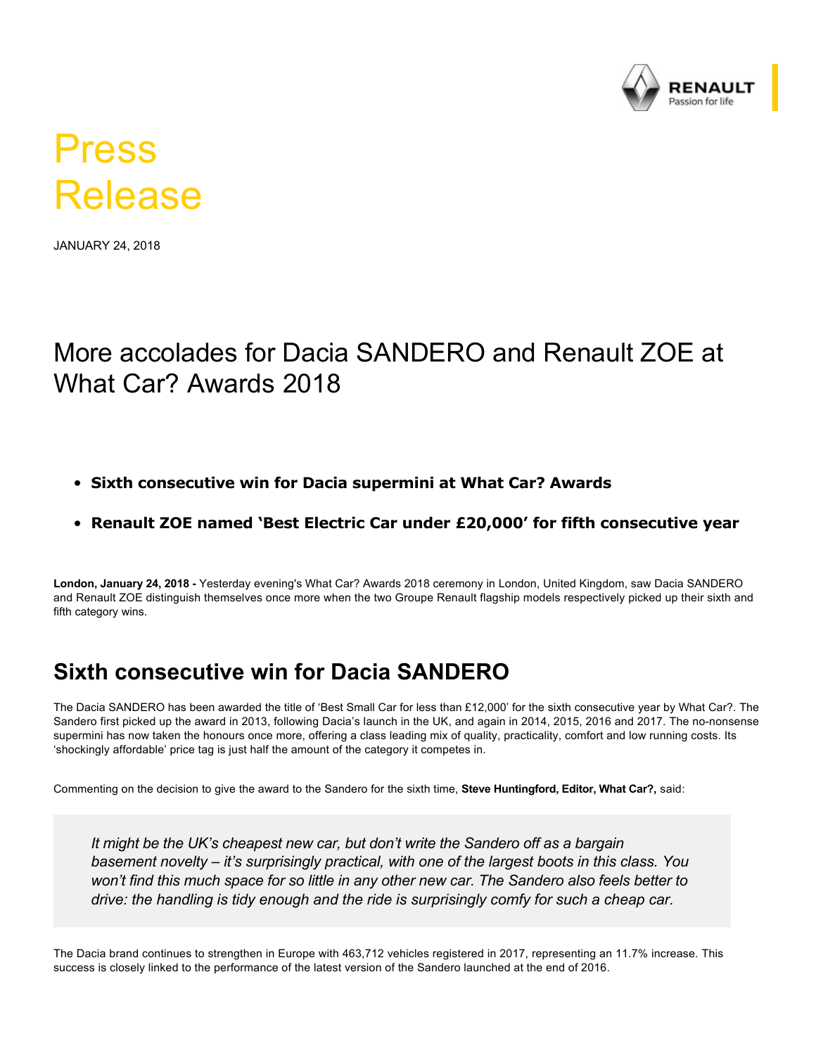# Press Release

JANUARY 24, 2018

## More accolades for Dacia SANDERO and Renault ZOE at What Car? Awards 2018

- **Sixth consecutive win for Dacia supermini at What Car? Awards**
- **Renault ZOE named 'Best Electric Car under £20,000' for fifth consecutive year**

**London, January 24, 2018 -** Yesterday evening's What Car? Awards 2018 ceremony in London, United Kingdom, saw Dacia SANDERO and Renault ZOE distinguish themselves once more when the two Groupe Renault flagship models respectively picked up their sixth and fifth category wins.

## Sixth consecutive win for Dacia SANDERO

The Dacia SANDERO has been awarded the title of 'Best Small Car for less than £12,000' for the sixth consecutive year by What Car?. The Sandero first picked up the award in 2013, following Dacia's launch in the UK, and again in 2014, 2015, 2016 and 2017. The no-nonsense supermini has now taken the honours once more, offering a class leading mix of quality, practicality, comfort and low running costs. Its 'shockingly affordable' price tag is just half the amount of the category it competes in.

Commenting on the decision to give the award to the Sandero for the sixth time, **Steve Huntingford, Editor, What Car?,** said:

> *It might be the UK's cheapest new car, but don't write the Sandero off as a bargain basement novelty – it's surprisingly practical, with one of the largest boots in this class. You won't find this much space for so little in any other new car. The Sandero also feels better to drive: the handling is tidy enough and the ride is surprisingly comfy for such a cheap car.*

The Dacia brand continues to strengthen in Europe with 463,712 vehicles registered in 2017, representing an 11.7% increase. This success is closely linked to the performance of the latest version of the Sandero launched at the end of 2016.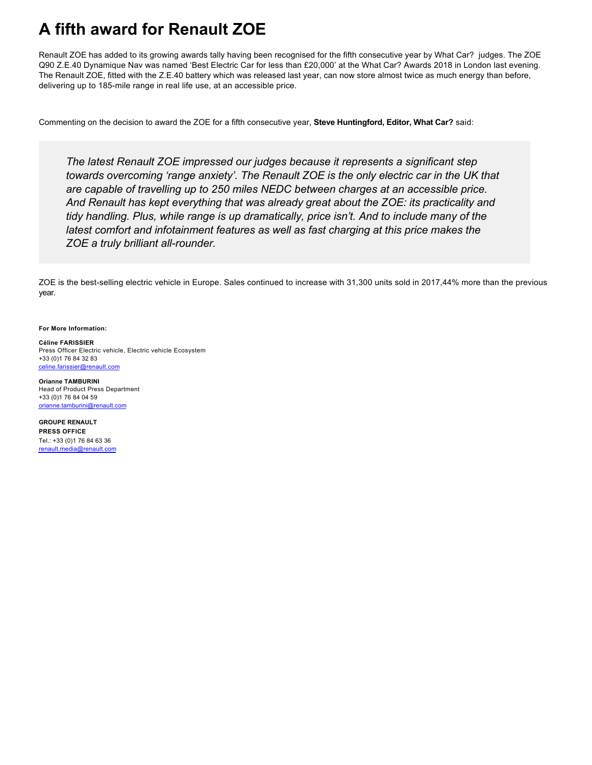# A fifth award for Renault ZOE

Renault ZOE has added to its growing awards tally having been recognised for the fifth consecutive year by What Car? judges. The ZOE Q90 Z.E.40 Dynamique Nav was named 'Best Electric Car for less than £20,000' at the What Car? Awards 2018 in London last evening. The Renault ZOE, fitted with the Z.E.40 battery which was released last year, can now store almost twice as much energy than before, delivering up to 185-mile range in real life use, at an accessible price.

Commenting on the decision to award the ZOE for a fifth consecutive year, **Steve Huntingford, Editor, What Car?** said:

> *The latest Renault ZOE impressed our judges because it represents a significant step towards overcoming 'range anxiety'. The Renault ZOE is the only electric car in the UK that are capable of travelling up to 250 miles NEDC between charges at an accessible price. And Renault has kept everything that was already great about the ZOE: its practicality and tidy handling. Plus, while range is up dramatically, price isn't. And to include many of the latest comfort and infotainment features as well as fast charging at this price makes the ZOE a truly brilliant all-rounder.*

ZOE is the best-selling electric vehicle in Europe. Sales continued to increase with 31,300 units sold in 2017,44% more than the previous year.

**For More Information:**

**Céline FARISSIER**
Press Officer Electric vehicle, Electric vehicle Ecosystem
+33 (0)1 76 84 32 83
celine.farissier@renault.com

**Orianne TAMBURINI**
Head of Product Press Department
+33 (0)1 76 84 04 59
orianne.tamburini@renault.com

**GROUPE RENAULT**
**PRESS OFFICE**
Tel.: +33 (0)1 76 84 63 36
renault.media@renault.com